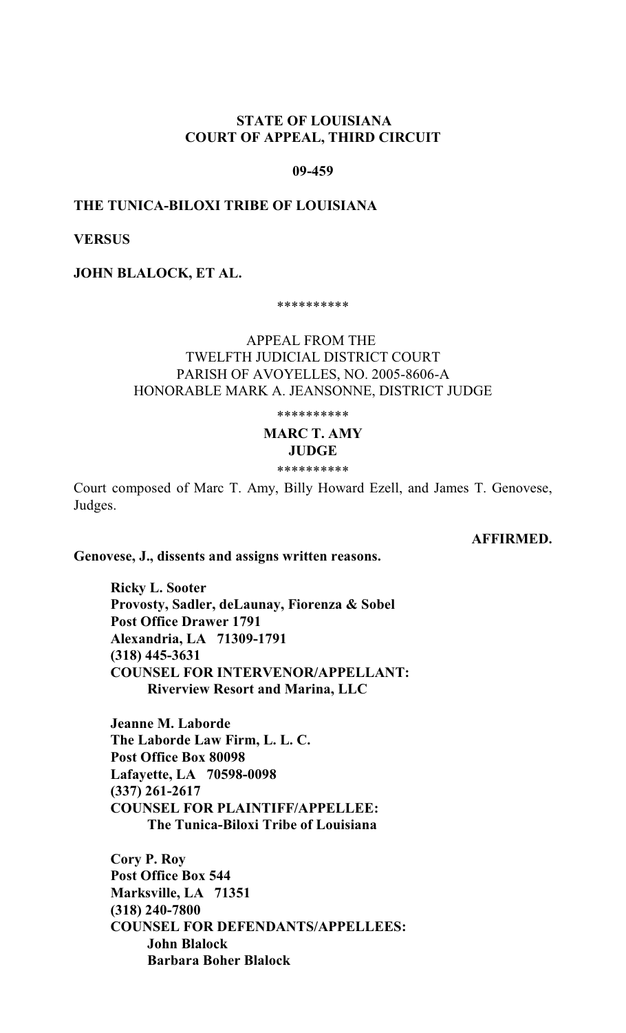**STATE OF LOUISIANA**
**COURT OF APPEAL, THIRD CIRCUIT**

**09-459**

**THE TUNICA-BILOXI TRIBE OF LOUISIANA**

**VERSUS**

**JOHN BLALOCK, ET AL.**

\*\*\*\*\*\*\*\*\*\*

APPEAL FROM THE
TWELFTH JUDICIAL DISTRICT COURT
PARISH OF AVOYELLES, NO. 2005-8606-A
HONORABLE MARK A. JEANSONNE, DISTRICT JUDGE

\*\*\*\*\*\*\*\*\*\*

**MARC T. AMY**
**JUDGE**

\*\*\*\*\*\*\*\*\*\*

Court composed of Marc T. Amy, Billy Howard Ezell, and James T. Genovese, Judges.

**AFFIRMED.**

**Genovese, J., dissents and assigns written reasons.**

**Ricky L. Sooter**
**Provosty, Sadler, deLaunay, Fiorenza & Sobel**
**Post Office Drawer 1791**
**Alexandria, LA 71309-1791**
**(318) 445-3631**
**COUNSEL FOR INTERVENOR/APPELLANT:**
**Riverview Resort and Marina, LLC**

**Jeanne M. Laborde**
**The Laborde Law Firm, L. L. C.**
**Post Office Box 80098**
**Lafayette, LA 70598-0098**
**(337) 261-2617**
**COUNSEL FOR PLAINTIFF/APPELLEE:**
**The Tunica-Biloxi Tribe of Louisiana**

**Cory P. Roy**
**Post Office Box 544**
**Marksville, LA 71351**
**(318) 240-7800**
**COUNSEL FOR DEFENDANTS/APPELLEES:**
**John Blalock**
**Barbara Boher Blalock**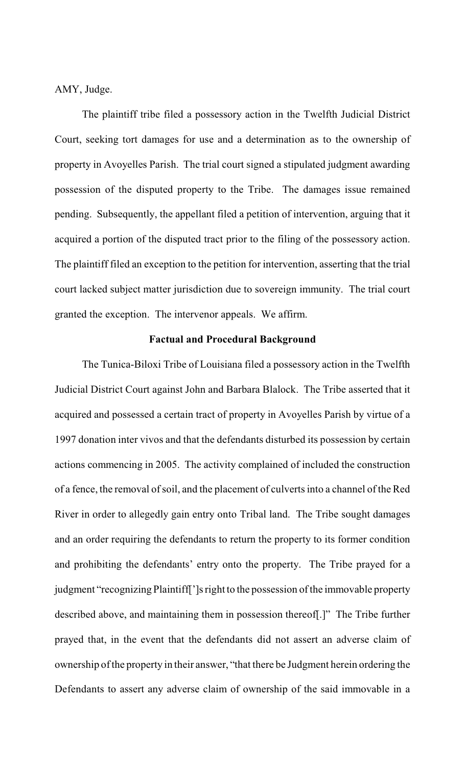AMY, Judge.

The plaintiff tribe filed a possessory action in the Twelfth Judicial District Court, seeking tort damages for use and a determination as to the ownership of property in Avoyelles Parish. The trial court signed a stipulated judgment awarding possession of the disputed property to the Tribe. The damages issue remained pending. Subsequently, the appellant filed a petition of intervention, arguing that it acquired a portion of the disputed tract prior to the filing of the possessory action. The plaintiff filed an exception to the petition for intervention, asserting that the trial court lacked subject matter jurisdiction due to sovereign immunity. The trial court granted the exception. The intervenor appeals. We affirm.

**Factual and Procedural Background**

The Tunica-Biloxi Tribe of Louisiana filed a possessory action in the Twelfth Judicial District Court against John and Barbara Blalock. The Tribe asserted that it acquired and possessed a certain tract of property in Avoyelles Parish by virtue of a 1997 donation inter vivos and that the defendants disturbed its possession by certain actions commencing in 2005. The activity complained of included the construction of a fence, the removal of soil, and the placement of culverts into a channel of the Red River in order to allegedly gain entry onto Tribal land. The Tribe sought damages and an order requiring the defendants to return the property to its former condition and prohibiting the defendants' entry onto the property. The Tribe prayed for a judgment "recognizing Plaintiff[']s right to the possession of the immovable property described above, and maintaining them in possession thereof[.]" The Tribe further prayed that, in the event that the defendants did not assert an adverse claim of ownership of the property in their answer, "that there be Judgment herein ordering the Defendants to assert any adverse claim of ownership of the said immovable in a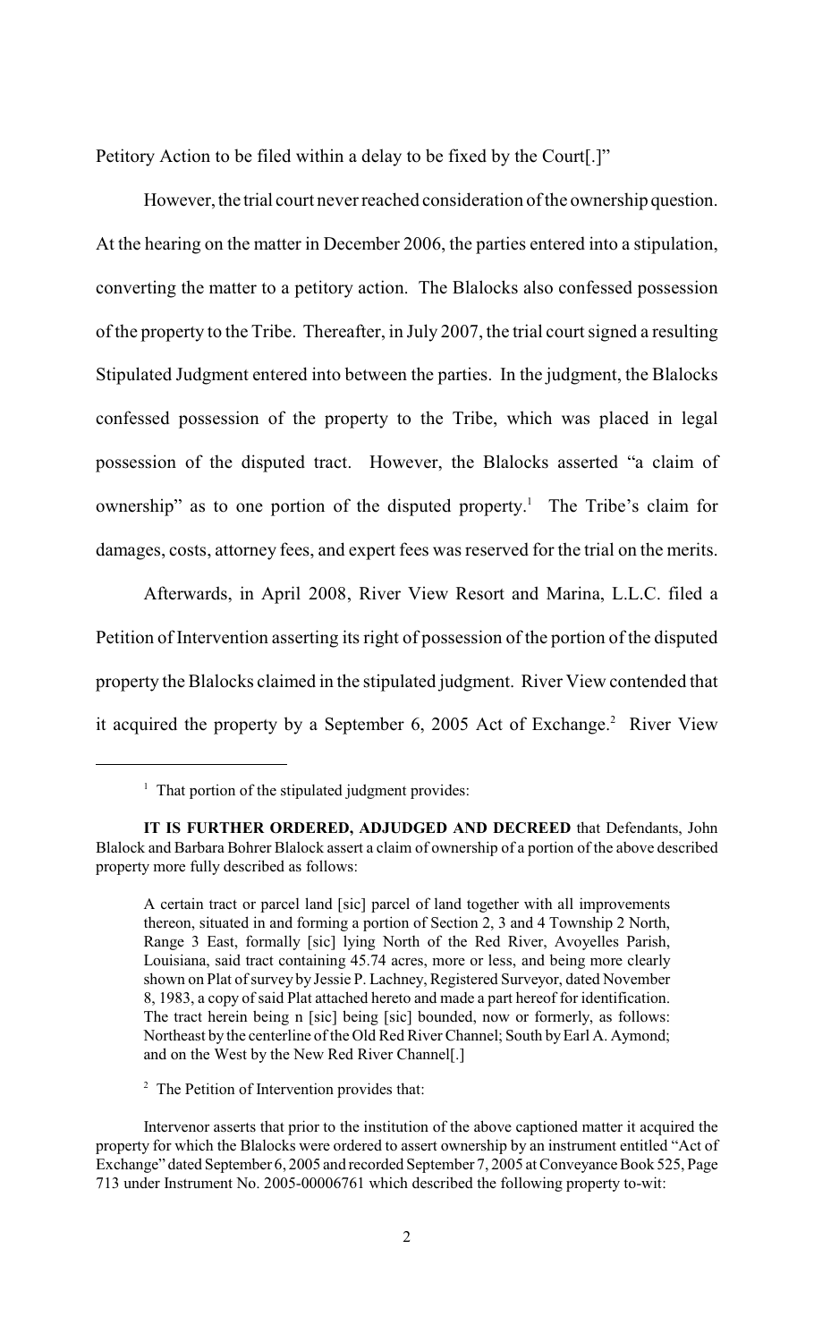Petitory Action to be filed within a delay to be fixed by the Court[.]"

However, the trial court never reached consideration of the ownership question. At the hearing on the matter in December 2006, the parties entered into a stipulation, converting the matter to a petitory action. The Blalocks also confessed possession of the property to the Tribe. Thereafter, in July 2007, the trial court signed a resulting Stipulated Judgment entered into between the parties. In the judgment, the Blalocks confessed possession of the property to the Tribe, which was placed in legal possession of the disputed tract. However, the Blalocks asserted "a claim of ownership" as to one portion of the disputed property.[1] The Tribe's claim for damages, costs, attorney fees, and expert fees was reserved for the trial on the merits.

Afterwards, in April 2008, River View Resort and Marina, L.L.C. filed a Petition of Intervention asserting its right of possession of the portion of the disputed property the Blalocks claimed in the stipulated judgment. River View contended that it acquired the property by a September 6, 2005 Act of Exchange.[2] River View

---

[1] That portion of the stipulated judgment provides:

**IT IS FURTHER ORDERED, ADJUDGED AND DECREED** that Defendants, John Blalock and Barbara Bohrer Blalock assert a claim of ownership of a portion of the above described property more fully described as follows:

> A certain tract or parcel land [sic] parcel of land together with all improvements thereon, situated in and forming a portion of Section 2, 3 and 4 Township 2 North, Range 3 East, formally [sic] lying North of the Red River, Avoyelles Parish, Louisiana, said tract containing 45.74 acres, more or less, and being more clearly shown on Plat of survey by Jessie P. Lachney, Registered Surveyor, dated November 8, 1983, a copy of said Plat attached hereto and made a part hereof for identification. The tract herein being n [sic] being [sic] bounded, now or formerly, as follows: Northeast by the centerline of the Old Red River Channel; South by Earl A. Aymond; and on the West by the New Red River Channel[.]

[2] The Petition of Intervention provides that:

Intervenor asserts that prior to the institution of the above captioned matter it acquired the property for which the Blalocks were ordered to assert ownership by an instrument entitled "Act of Exchange" dated September 6, 2005 and recorded September 7, 2005 at Conveyance Book 525, Page 713 under Instrument No. 2005-00006761 which described the following property to-wit: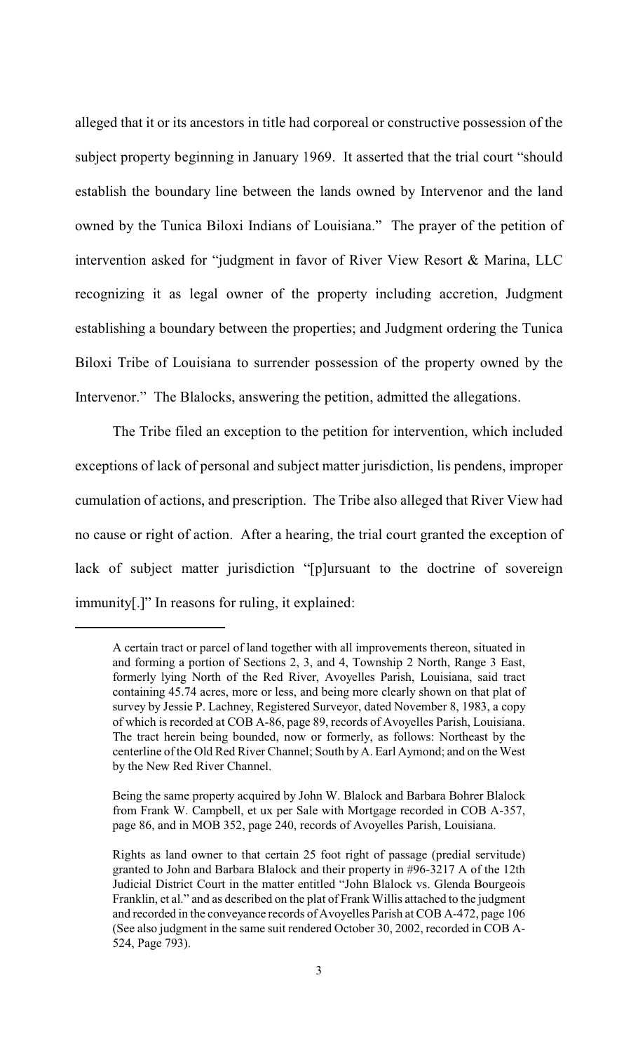alleged that it or its ancestors in title had corporeal or constructive possession of the subject property beginning in January 1969. It asserted that the trial court "should establish the boundary line between the lands owned by Intervenor and the land owned by the Tunica Biloxi Indians of Louisiana." The prayer of the petition of intervention asked for "judgment in favor of River View Resort & Marina, LLC recognizing it as legal owner of the property including accretion, Judgment establishing a boundary between the properties; and Judgment ordering the Tunica Biloxi Tribe of Louisiana to surrender possession of the property owned by the Intervenor." The Blalocks, answering the petition, admitted the allegations.

The Tribe filed an exception to the petition for intervention, which included exceptions of lack of personal and subject matter jurisdiction, lis pendens, improper cumulation of actions, and prescription. The Tribe also alleged that River View had no cause or right of action. After a hearing, the trial court granted the exception of lack of subject matter jurisdiction "[p]ursuant to the doctrine of sovereign immunity[.]" In reasons for ruling, it explained:

---

A certain tract or parcel of land together with all improvements thereon, situated in and forming a portion of Sections 2, 3, and 4, Township 2 North, Range 3 East, formerly lying North of the Red River, Avoyelles Parish, Louisiana, said tract containing 45.74 acres, more or less, and being more clearly shown on that plat of survey by Jessie P. Lachney, Registered Surveyor, dated November 8, 1983, a copy of which is recorded at COB A-86, page 89, records of Avoyelles Parish, Louisiana. The tract herein being bounded, now or formerly, as follows: Northeast by the centerline of the Old Red River Channel; South by A. Earl Aymond; and on the West by the New Red River Channel.

Being the same property acquired by John W. Blalock and Barbara Bohrer Blalock from Frank W. Campbell, et ux per Sale with Mortgage recorded in COB A-357, page 86, and in MOB 352, page 240, records of Avoyelles Parish, Louisiana.

Rights as land owner to that certain 25 foot right of passage (predial servitude) granted to John and Barbara Blalock and their property in #96-3217 A of the 12th Judicial District Court in the matter entitled "John Blalock vs. Glenda Bourgeois Franklin, et al." and as described on the plat of Frank Willis attached to the judgment and recorded in the conveyance records of Avoyelles Parish at COB A-472, page 106 (See also judgment in the same suit rendered October 30, 2002, recorded in COB A-524, Page 793).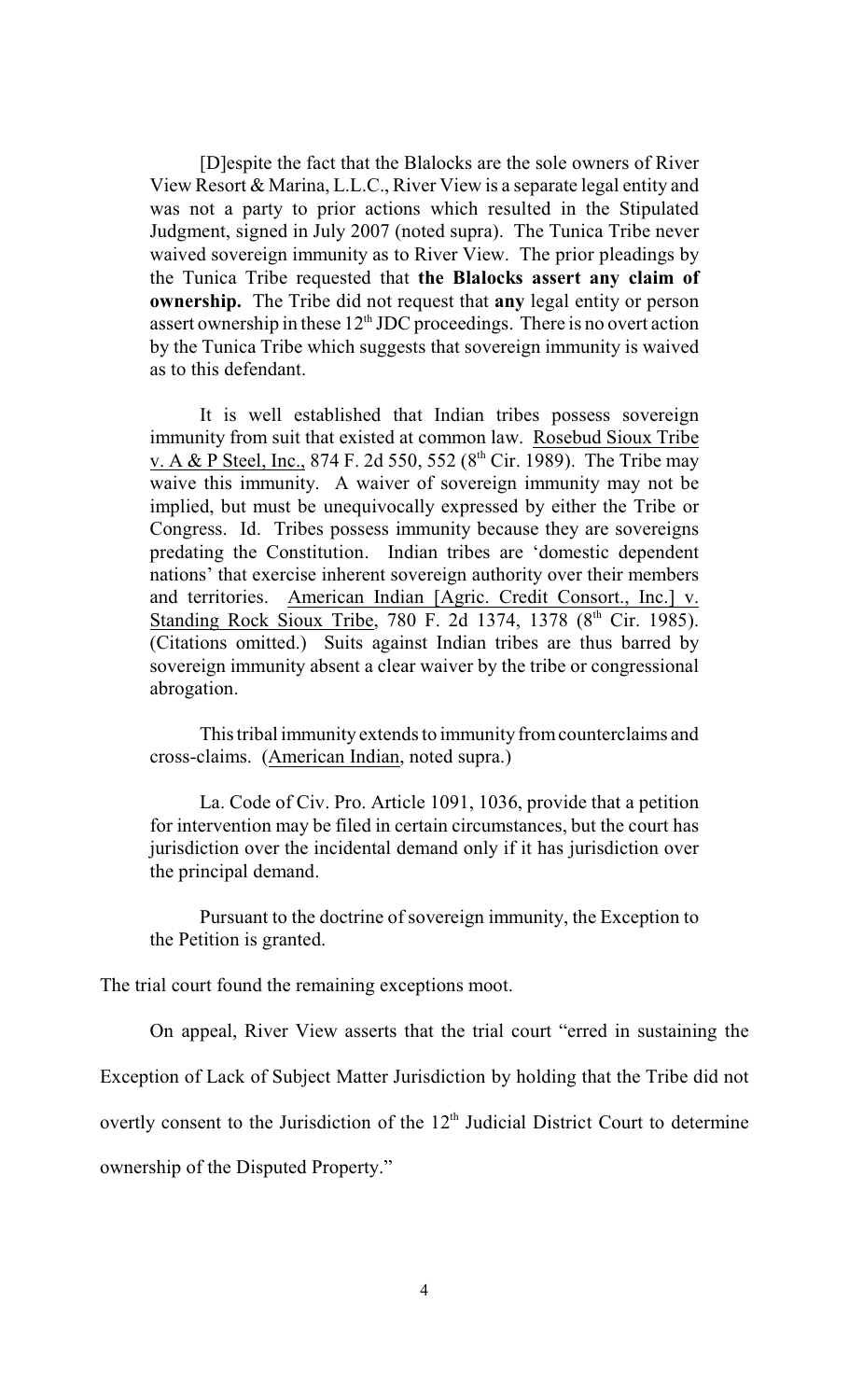> [D]espite the fact that the Blalocks are the sole owners of River View Resort & Marina, L.L.C., River View is a separate legal entity and was not a party to prior actions which resulted in the Stipulated Judgment, signed in July 2007 (noted supra). The Tunica Tribe never waived sovereign immunity as to River View. The prior pleadings by the Tunica Tribe requested that **the Blalocks assert any claim of ownership.** The Tribe did not request that **any** legal entity or person assert ownership in these 12th JDC proceedings. There is no overt action by the Tunica Tribe which suggests that sovereign immunity is waived as to this defendant.
>
> It is well established that Indian tribes possess sovereign immunity from suit that existed at common law. Rosebud Sioux Tribe v. A & P Steel, Inc., 874 F. 2d 550, 552 (8th Cir. 1989). The Tribe may waive this immunity. A waiver of sovereign immunity may not be implied, but must be unequivocally expressed by either the Tribe or Congress. Id. Tribes possess immunity because they are sovereigns predating the Constitution. Indian tribes are 'domestic dependent nations' that exercise inherent sovereign authority over their members and territories. American Indian [Agric. Credit Consort., Inc.] v. Standing Rock Sioux Tribe, 780 F. 2d 1374, 1378 (8th Cir. 1985). (Citations omitted.) Suits against Indian tribes are thus barred by sovereign immunity absent a clear waiver by the tribe or congressional abrogation.
>
> This tribal immunity extends to immunity from counterclaims and cross-claims. (American Indian, noted supra.)
>
> La. Code of Civ. Pro. Article 1091, 1036, provide that a petition for intervention may be filed in certain circumstances, but the court has jurisdiction over the incidental demand only if it has jurisdiction over the principal demand.
>
> Pursuant to the doctrine of sovereign immunity, the Exception to the Petition is granted.

The trial court found the remaining exceptions moot.

On appeal, River View asserts that the trial court "erred in sustaining the Exception of Lack of Subject Matter Jurisdiction by holding that the Tribe did not overtly consent to the Jurisdiction of the 12th Judicial District Court to determine ownership of the Disputed Property."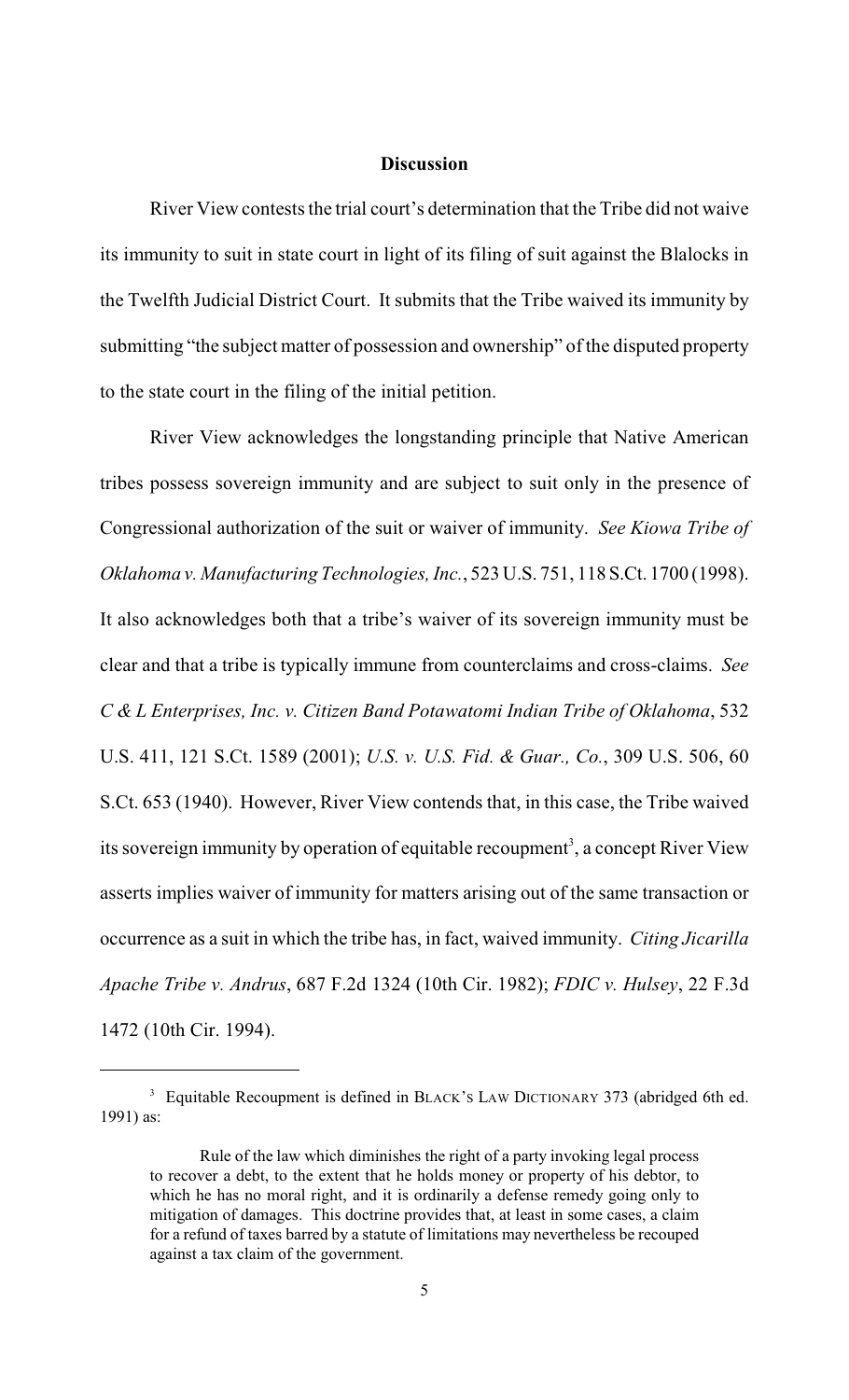## Discussion

River View contests the trial court's determination that the Tribe did not waive its immunity to suit in state court in light of its filing of suit against the Blalocks in the Twelfth Judicial District Court. It submits that the Tribe waived its immunity by submitting "the subject matter of possession and ownership" of the disputed property to the state court in the filing of the initial petition.

River View acknowledges the longstanding principle that Native American tribes possess sovereign immunity and are subject to suit only in the presence of Congressional authorization of the suit or waiver of immunity. *See Kiowa Tribe of Oklahoma v. Manufacturing Technologies, Inc.*, 523 U.S. 751, 118 S.Ct. 1700 (1998). It also acknowledges both that a tribe's waiver of its sovereign immunity must be clear and that a tribe is typically immune from counterclaims and cross-claims. *See C & L Enterprises, Inc. v. Citizen Band Potawatomi Indian Tribe of Oklahoma*, 532 U.S. 411, 121 S.Ct. 1589 (2001); *U.S. v. U.S. Fid. & Guar., Co.*, 309 U.S. 506, 60 S.Ct. 653 (1940). However, River View contends that, in this case, the Tribe waived its sovereign immunity by operation of equitable recoupment[3], a concept River View asserts implies waiver of immunity for matters arising out of the same transaction or occurrence as a suit in which the tribe has, in fact, waived immunity. *Citing Jicarilla Apache Tribe v. Andrus*, 687 F.2d 1324 (10th Cir. 1982); *FDIC v. Hulsey*, 22 F.3d 1472 (10th Cir. 1994).

---

[3] Equitable Recoupment is defined in BLACK'S LAW DICTIONARY 373 (abridged 6th ed. 1991) as:

> Rule of the law which diminishes the right of a party invoking legal process to recover a debt, to the extent that he holds money or property of his debtor, to which he has no moral right, and it is ordinarily a defense remedy going only to mitigation of damages. This doctrine provides that, at least in some cases, a claim for a refund of taxes barred by a statute of limitations may nevertheless be recouped against a tax claim of the government.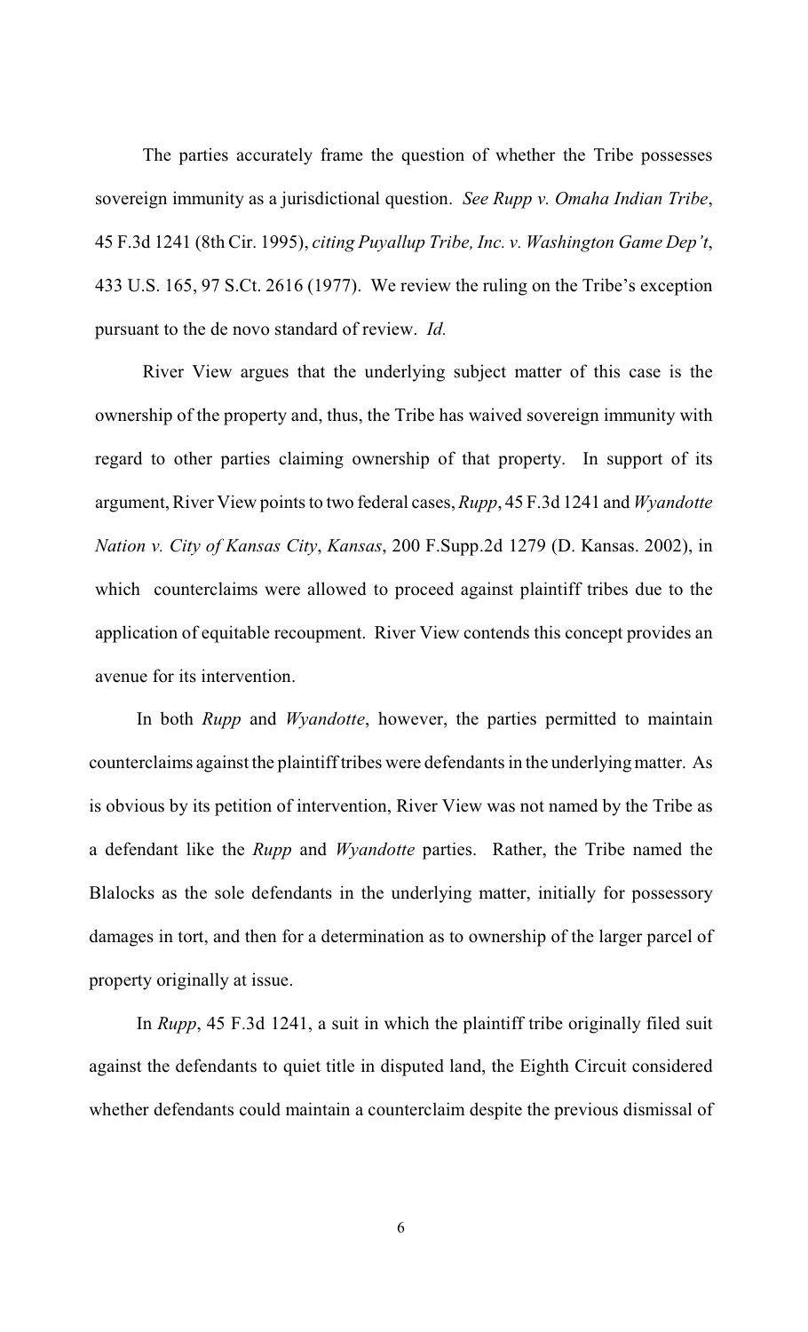The parties accurately frame the question of whether the Tribe possesses sovereign immunity as a jurisdictional question. *See Rupp v. Omaha Indian Tribe*, 45 F.3d 1241 (8th Cir. 1995), *citing Puyallup Tribe, Inc. v. Washington Game Dep't*, 433 U.S. 165, 97 S.Ct. 2616 (1977). We review the ruling on the Tribe's exception pursuant to the de novo standard of review. *Id.*

River View argues that the underlying subject matter of this case is the ownership of the property and, thus, the Tribe has waived sovereign immunity with regard to other parties claiming ownership of that property. In support of its argument, River View points to two federal cases, *Rupp*, 45 F.3d 1241 and *Wyandotte Nation v. City of Kansas City*, *Kansas*, 200 F.Supp.2d 1279 (D. Kansas. 2002), in which counterclaims were allowed to proceed against plaintiff tribes due to the application of equitable recoupment. River View contends this concept provides an avenue for its intervention.

In both *Rupp* and *Wyandotte*, however, the parties permitted to maintain counterclaims against the plaintiff tribes were defendants in the underlying matter. As is obvious by its petition of intervention, River View was not named by the Tribe as a defendant like the *Rupp* and *Wyandotte* parties. Rather, the Tribe named the Blalocks as the sole defendants in the underlying matter, initially for possessory damages in tort, and then for a determination as to ownership of the larger parcel of property originally at issue.

In *Rupp*, 45 F.3d 1241, a suit in which the plaintiff tribe originally filed suit against the defendants to quiet title in disputed land, the Eighth Circuit considered whether defendants could maintain a counterclaim despite the previous dismissal of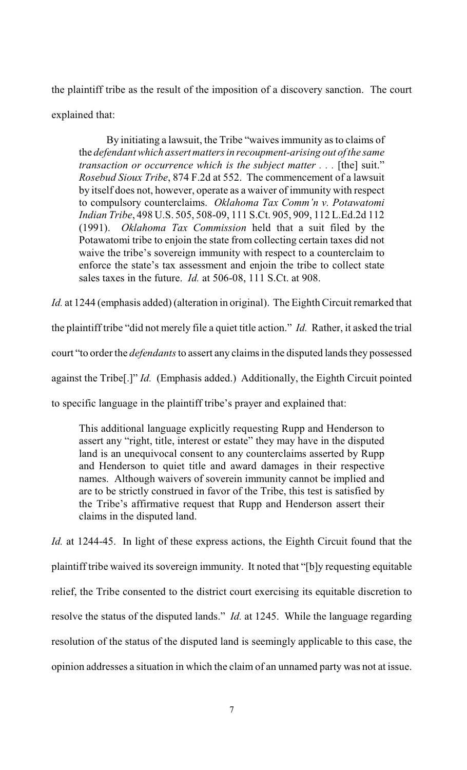the plaintiff tribe as the result of the imposition of a discovery sanction. The court explained that:

> By initiating a lawsuit, the Tribe "waives immunity as to claims of the *defendant which assert matters in recoupment-arising out of the same transaction or occurrence which is the subject matter . . .* [the] suit." *Rosebud Sioux Tribe*, 874 F.2d at 552. The commencement of a lawsuit by itself does not, however, operate as a waiver of immunity with respect to compulsory counterclaims. *Oklahoma Tax Comm'n v. Potawatomi Indian Tribe*, 498 U.S. 505, 508-09, 111 S.Ct. 905, 909, 112 L.Ed.2d 112 (1991). *Oklahoma Tax Commission* held that a suit filed by the Potawatomi tribe to enjoin the state from collecting certain taxes did not waive the tribe's sovereign immunity with respect to a counterclaim to enforce the state's tax assessment and enjoin the tribe to collect state sales taxes in the future. *Id.* at 506-08, 111 S.Ct. at 908.

*Id.* at 1244 (emphasis added) (alteration in original). The Eighth Circuit remarked that the plaintiff tribe "did not merely file a quiet title action." *Id.* Rather, it asked the trial court "to order the *defendants* to assert any claims in the disputed lands they possessed against the Tribe[.]" *Id.* (Emphasis added.) Additionally, the Eighth Circuit pointed to specific language in the plaintiff tribe's prayer and explained that:

> This additional language explicitly requesting Rupp and Henderson to assert any "right, title, interest or estate" they may have in the disputed land is an unequivocal consent to any counterclaims asserted by Rupp and Henderson to quiet title and award damages in their respective names. Although waivers of soverein immunity cannot be implied and are to be strictly construed in favor of the Tribe, this test is satisfied by the Tribe's affirmative request that Rupp and Henderson assert their claims in the disputed land.

*Id.* at 1244-45. In light of these express actions, the Eighth Circuit found that the plaintiff tribe waived its sovereign immunity. It noted that "[b]y requesting equitable relief, the Tribe consented to the district court exercising its equitable discretion to resolve the status of the disputed lands." *Id.* at 1245. While the language regarding resolution of the status of the disputed land is seemingly applicable to this case, the opinion addresses a situation in which the claim of an unnamed party was not at issue.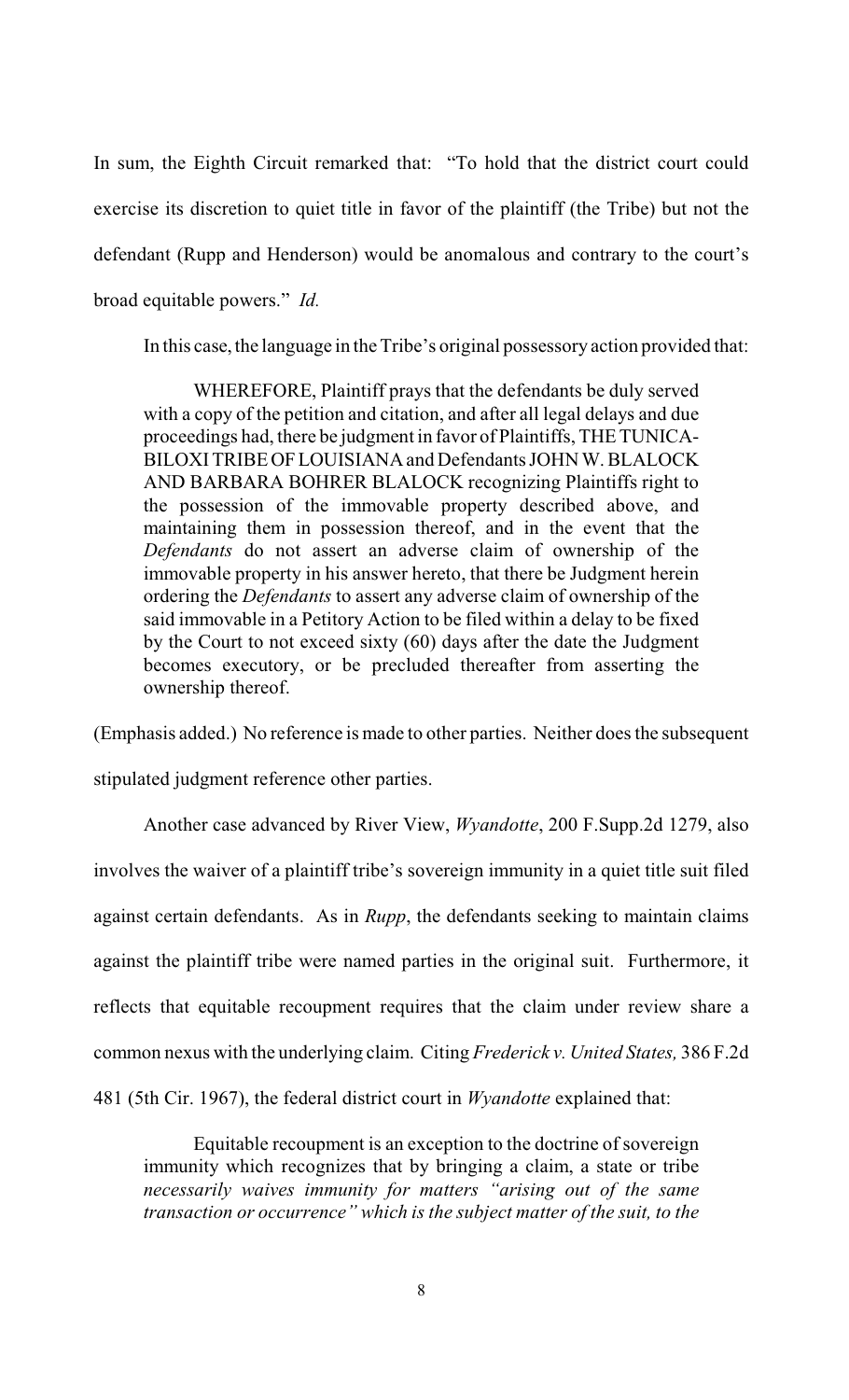In sum, the Eighth Circuit remarked that: "To hold that the district court could exercise its discretion to quiet title in favor of the plaintiff (the Tribe) but not the defendant (Rupp and Henderson) would be anomalous and contrary to the court's broad equitable powers." *Id.*

In this case, the language in the Tribe's original possessory action provided that:

> WHEREFORE, Plaintiff prays that the defendants be duly served with a copy of the petition and citation, and after all legal delays and due proceedings had, there be judgment in favor of Plaintiffs, THE TUNICA-BILOXI TRIBE OF LOUISIANA and Defendants JOHN W. BLALOCK AND BARBARA BOHRER BLALOCK recognizing Plaintiffs right to the possession of the immovable property described above, and maintaining them in possession thereof, and in the event that the *Defendants* do not assert an adverse claim of ownership of the immovable property in his answer hereto, that there be Judgment herein ordering the *Defendants* to assert any adverse claim of ownership of the said immovable in a Petitory Action to be filed within a delay to be fixed by the Court to not exceed sixty (60) days after the date the Judgment becomes executory, or be precluded thereafter from asserting the ownership thereof.

(Emphasis added.) No reference is made to other parties. Neither does the subsequent stipulated judgment reference other parties.

Another case advanced by River View, *Wyandotte*, 200 F.Supp.2d 1279, also involves the waiver of a plaintiff tribe's sovereign immunity in a quiet title suit filed against certain defendants. As in *Rupp*, the defendants seeking to maintain claims against the plaintiff tribe were named parties in the original suit. Furthermore, it reflects that equitable recoupment requires that the claim under review share a common nexus with the underlying claim. Citing *Frederick v. United States,* 386 F.2d 481 (5th Cir. 1967), the federal district court in *Wyandotte* explained that:

> Equitable recoupment is an exception to the doctrine of sovereign immunity which recognizes that by bringing a claim, a state or tribe *necessarily waives immunity for matters "arising out of the same transaction or occurrence" which is the subject matter of the suit, to the*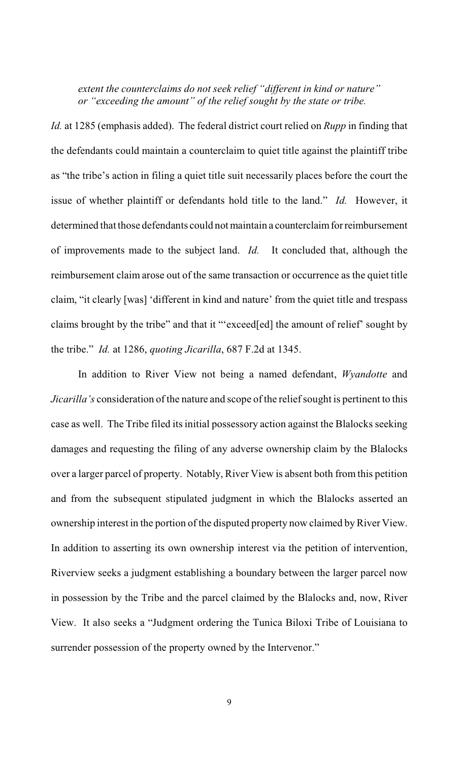*extent the counterclaims do not seek relief "different in kind or nature" or "exceeding the amount" of the relief sought by the state or tribe.*

*Id.* at 1285 (emphasis added). The federal district court relied on *Rupp* in finding that the defendants could maintain a counterclaim to quiet title against the plaintiff tribe as "the tribe's action in filing a quiet title suit necessarily places before the court the issue of whether plaintiff or defendants hold title to the land." *Id.* However, it determined that those defendants could not maintain a counterclaim for reimbursement of improvements made to the subject land. *Id.* It concluded that, although the reimbursement claim arose out of the same transaction or occurrence as the quiet title claim, "it clearly [was] 'different in kind and nature' from the quiet title and trespass claims brought by the tribe" and that it "'exceed[ed] the amount of relief' sought by the tribe." *Id.* at 1286, *quoting Jicarilla*, 687 F.2d at 1345.

In addition to River View not being a named defendant, *Wyandotte* and *Jicarilla's* consideration of the nature and scope of the relief sought is pertinent to this case as well. The Tribe filed its initial possessory action against the Blalocks seeking damages and requesting the filing of any adverse ownership claim by the Blalocks over a larger parcel of property. Notably, River View is absent both from this petition and from the subsequent stipulated judgment in which the Blalocks asserted an ownership interest in the portion of the disputed property now claimed by River View. In addition to asserting its own ownership interest via the petition of intervention, Riverview seeks a judgment establishing a boundary between the larger parcel now in possession by the Tribe and the parcel claimed by the Blalocks and, now, River View. It also seeks a "Judgment ordering the Tunica Biloxi Tribe of Louisiana to surrender possession of the property owned by the Intervenor."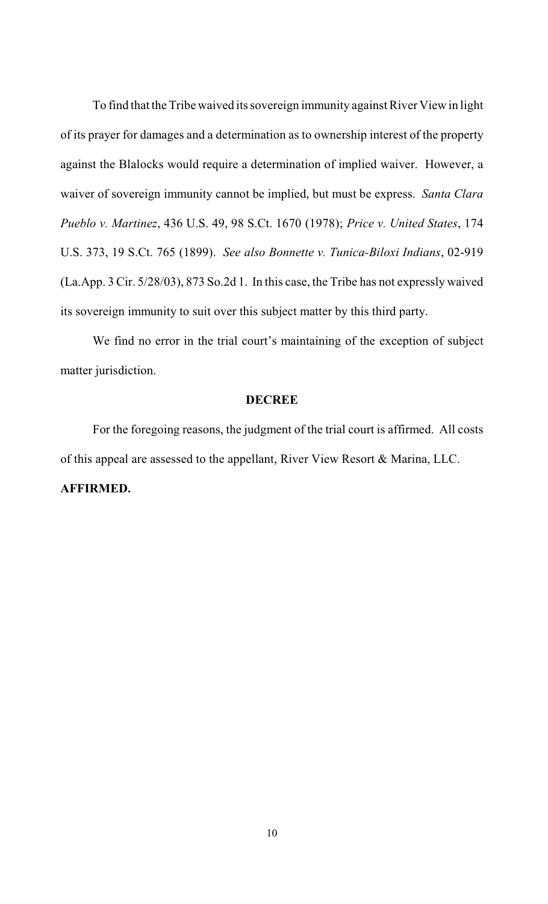To find that the Tribe waived its sovereign immunity against River View in light of its prayer for damages and a determination as to ownership interest of the property against the Blalocks would require a determination of implied waiver. However, a waiver of sovereign immunity cannot be implied, but must be express. *Santa Clara Pueblo v. Martinez*, 436 U.S. 49, 98 S.Ct. 1670 (1978); *Price v. United States*, 174 U.S. 373, 19 S.Ct. 765 (1899). *See also Bonnette v. Tunica-Biloxi Indians*, 02-919 (La.App. 3 Cir. 5/28/03), 873 So.2d 1. In this case, the Tribe has not expressly waived its sovereign immunity to suit over this subject matter by this third party.

We find no error in the trial court's maintaining of the exception of subject matter jurisdiction.

## DECREE

For the foregoing reasons, the judgment of the trial court is affirmed. All costs of this appeal are assessed to the appellant, River View Resort & Marina, LLC.

**AFFIRMED.**